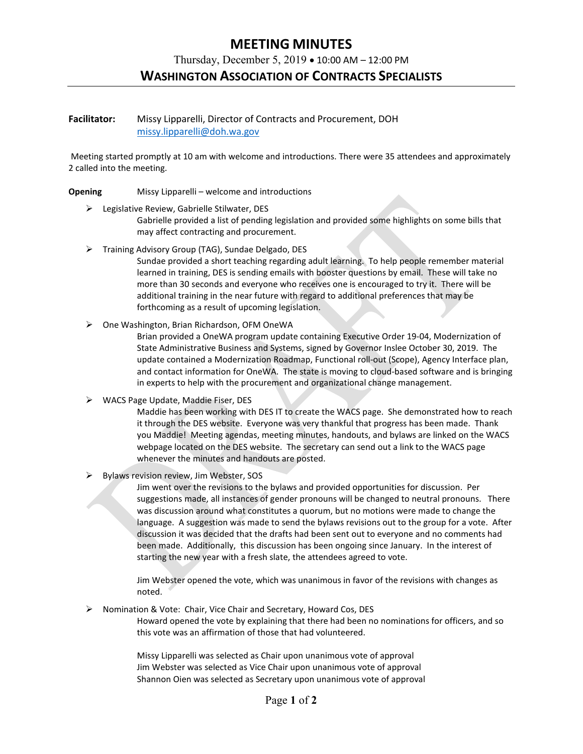# MEETING MINUTES

Thursday, December 5, 2019 • 10:00 AM – 12:00 PM

## WASHINGTON ASSOCIATION OF CONTRACTS SPECIALISTS

**Facilitator:** Missy Lipparelli, Director of Contracts and Procurement, DOH
missy.lipparelli@doh.wa.gov

Meeting started promptly at 10 am with welcome and introductions. There were 35 attendees and approximately 2 called into the meeting.

**Opening** Missy Lipparelli – welcome and introductions

- Legislative Review, Gabrielle Stilwater, DES

  Gabrielle provided a list of pending legislation and provided some highlights on some bills that may affect contracting and procurement.

- Training Advisory Group (TAG), Sundae Delgado, DES

  Sundae provided a short teaching regarding adult learning. To help people remember material learned in training, DES is sending emails with booster questions by email. These will take no more than 30 seconds and everyone who receives one is encouraged to try it. There will be additional training in the near future with regard to additional preferences that may be forthcoming as a result of upcoming legislation.

- One Washington, Brian Richardson, OFM OneWA

  Brian provided a OneWA program update containing Executive Order 19-04, Modernization of State Administrative Business and Systems, signed by Governor Inslee October 30, 2019. The update contained a Modernization Roadmap, Functional roll-out (Scope), Agency Interface plan, and contact information for OneWA. The state is moving to cloud-based software and is bringing in experts to help with the procurement and organizational change management.

- WACS Page Update, Maddie Fiser, DES

  Maddie has been working with DES IT to create the WACS page. She demonstrated how to reach it through the DES website. Everyone was very thankful that progress has been made. Thank you Maddie! Meeting agendas, meeting minutes, handouts, and bylaws are linked on the WACS webpage located on the DES website. The secretary can send out a link to the WACS page whenever the minutes and handouts are posted.

- Bylaws revision review, Jim Webster, SOS

  Jim went over the revisions to the bylaws and provided opportunities for discussion. Per suggestions made, all instances of gender pronouns will be changed to neutral pronouns. There was discussion around what constitutes a quorum, but no motions were made to change the language. A suggestion was made to send the bylaws revisions out to the group for a vote. After discussion it was decided that the drafts had been sent out to everyone and no comments had been made. Additionally, this discussion has been ongoing since January. In the interest of starting the new year with a fresh slate, the attendees agreed to vote.

  Jim Webster opened the vote, which was unanimous in favor of the revisions with changes as noted.

- Nomination & Vote: Chair, Vice Chair and Secretary, Howard Cos, DES

  Howard opened the vote by explaining that there had been no nominations for officers, and so this vote was an affirmation of those that had volunteered.

  Missy Lipparelli was selected as Chair upon unanimous vote of approval
  Jim Webster was selected as Vice Chair upon unanimous vote of approval
  Shannon Oien was selected as Secretary upon unanimous vote of approval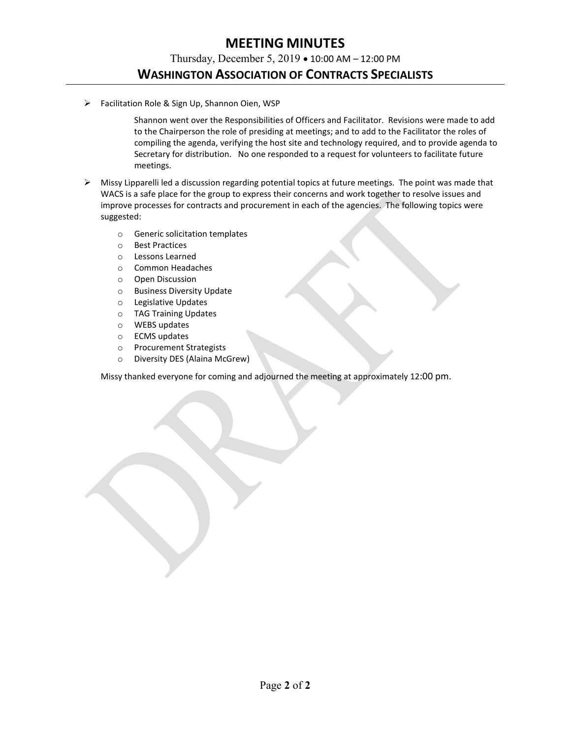- Facilitation Role & Sign Up, Shannon Oien, WSP

  Shannon went over the Responsibilities of Officers and Facilitator. Revisions were made to add to the Chairperson the role of presiding at meetings; and to add to the Facilitator the roles of compiling the agenda, verifying the host site and technology required, and to provide agenda to Secretary for distribution. No one responded to a request for volunteers to facilitate future meetings.

- Missy Lipparelli led a discussion regarding potential topics at future meetings. The point was made that WACS is a safe place for the group to express their concerns and work together to resolve issues and improve processes for contracts and procurement in each of the agencies. The following topics were suggested:

  - Generic solicitation templates
  - Best Practices
  - Lessons Learned
  - Common Headaches
  - Open Discussion
  - Business Diversity Update
  - Legislative Updates
  - TAG Training Updates
  - WEBS updates
  - ECMS updates
  - Procurement Strategists
  - Diversity DES (Alaina McGrew)

  Missy thanked everyone for coming and adjourned the meeting at approximately 12:00 pm.